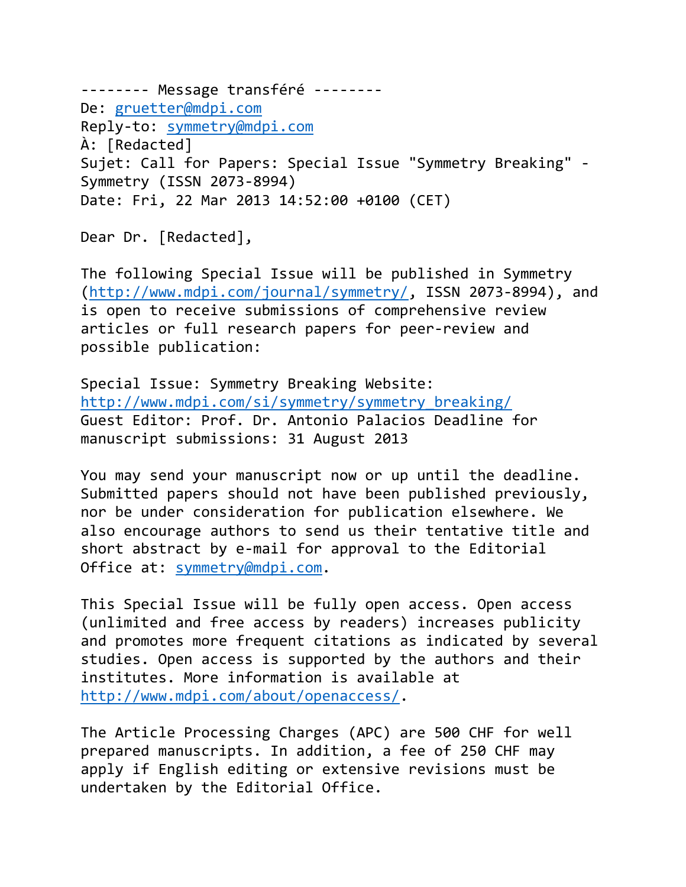-------- Message transféré --------
De: gruetter@mdpi.com
Reply-to: symmetry@mdpi.com
À: [Redacted]
Sujet: Call for Papers: Special Issue "Symmetry Breaking" - Symmetry (ISSN 2073-8994)
Date: Fri, 22 Mar 2013 14:52:00 +0100 (CET)

Dear Dr. [Redacted],

The following Special Issue will be published in Symmetry (http://www.mdpi.com/journal/symmetry/, ISSN 2073-8994), and is open to receive submissions of comprehensive review articles or full research papers for peer-review and possible publication:

Special Issue: Symmetry Breaking Website: http://www.mdpi.com/si/symmetry/symmetry_breaking/
Guest Editor: Prof. Dr. Antonio Palacios Deadline for manuscript submissions: 31 August 2013

You may send your manuscript now or up until the deadline. Submitted papers should not have been published previously, nor be under consideration for publication elsewhere. We also encourage authors to send us their tentative title and short abstract by e-mail for approval to the Editorial Office at: symmetry@mdpi.com.

This Special Issue will be fully open access. Open access (unlimited and free access by readers) increases publicity and promotes more frequent citations as indicated by several studies. Open access is supported by the authors and their institutes. More information is available at http://www.mdpi.com/about/openaccess/.

The Article Processing Charges (APC) are 500 CHF for well prepared manuscripts. In addition, a fee of 250 CHF may apply if English editing or extensive revisions must be undertaken by the Editorial Office.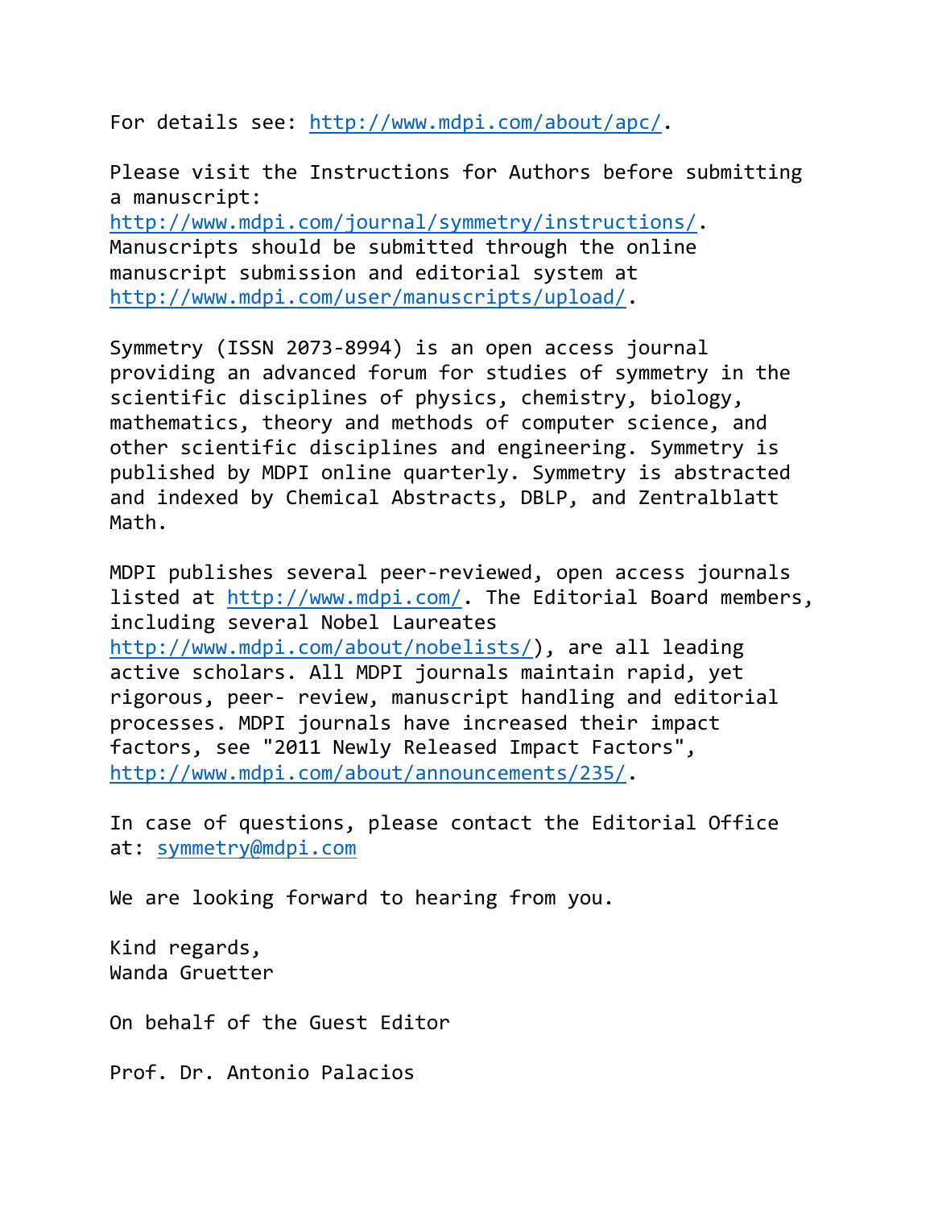For details see: http://www.mdpi.com/about/apc/.

Please visit the Instructions for Authors before submitting a manuscript:
http://www.mdpi.com/journal/symmetry/instructions/.
Manuscripts should be submitted through the online manuscript submission and editorial system at
http://www.mdpi.com/user/manuscripts/upload/.

Symmetry (ISSN 2073-8994) is an open access journal providing an advanced forum for studies of symmetry in the scientific disciplines of physics, chemistry, biology, mathematics, theory and methods of computer science, and other scientific disciplines and engineering. Symmetry is published by MDPI online quarterly. Symmetry is abstracted and indexed by Chemical Abstracts, DBLP, and Zentralblatt Math.

MDPI publishes several peer-reviewed, open access journals listed at http://www.mdpi.com/. The Editorial Board members, including several Nobel Laureates
http://www.mdpi.com/about/nobelists/), are all leading active scholars. All MDPI journals maintain rapid, yet rigorous, peer- review, manuscript handling and editorial processes. MDPI journals have increased their impact factors, see "2011 Newly Released Impact Factors",
http://www.mdpi.com/about/announcements/235/.

In case of questions, please contact the Editorial Office at: symmetry@mdpi.com

We are looking forward to hearing from you.

Kind regards,
Wanda Gruetter

On behalf of the Guest Editor

Prof. Dr. Antonio Palacios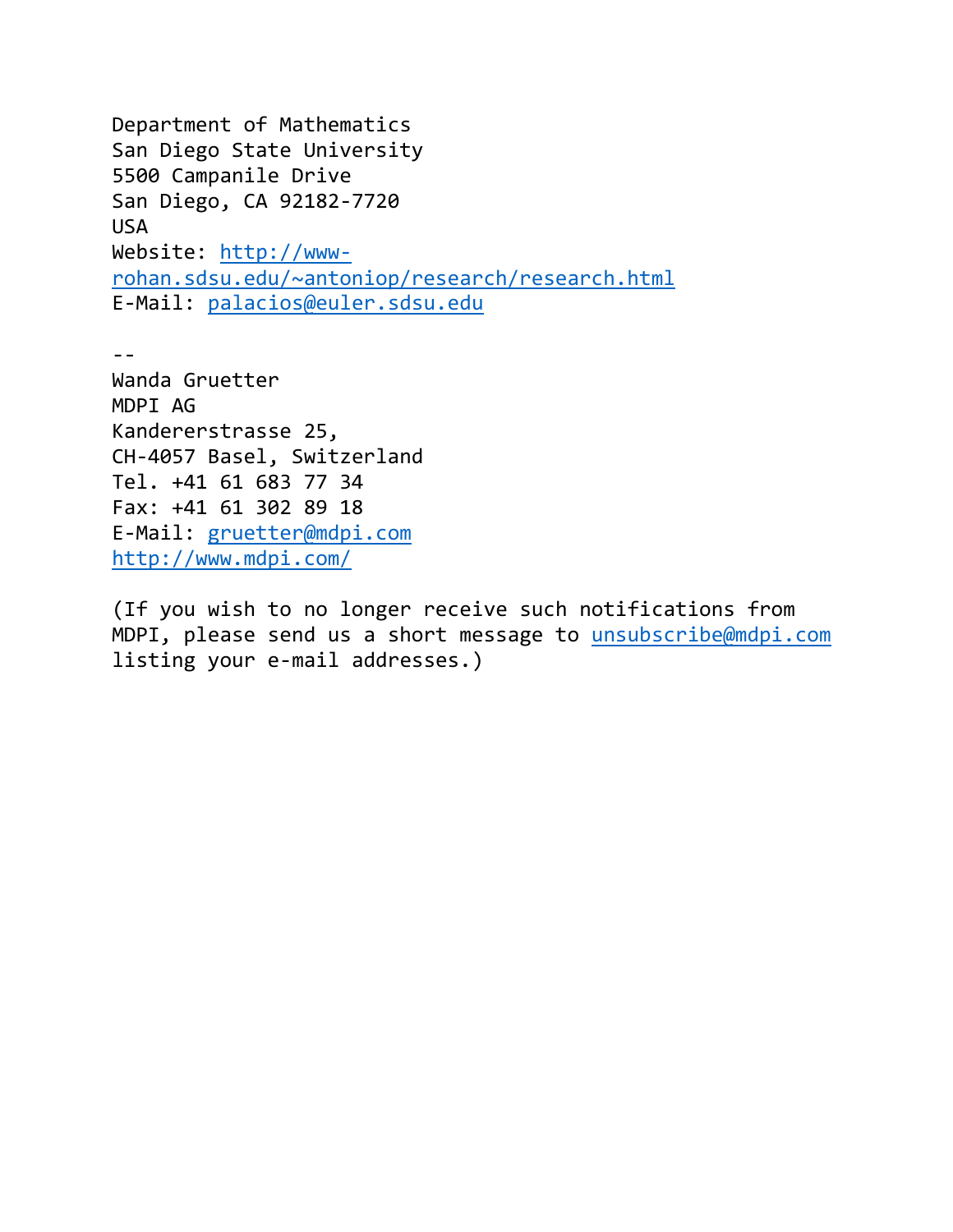Department of Mathematics  
San Diego State University  
5500 Campanile Drive  
San Diego, CA 92182-7720  
USA  
Website: http://www-rohan.sdsu.edu/~antoniop/research/research.html  
E-Mail: palacios@euler.sdsu.edu

--  
Wanda Gruetter  
MDPI AG  
Kandererstrasse 25,  
CH-4057 Basel, Switzerland  
Tel. +41 61 683 77 34  
Fax: +41 61 302 89 18  
E-Mail: gruetter@mdpi.com  
http://www.mdpi.com/

(If you wish to no longer receive such notifications from MDPI, please send us a short message to unsubscribe@mdpi.com listing your e-mail addresses.)